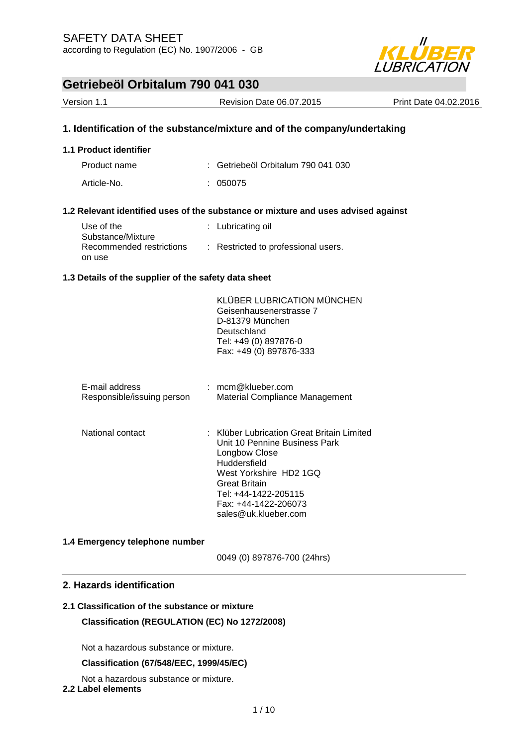SAFETY DATA SHEET

according to Regulation (EC) No. 1907/2006 - GB

# Getriebeöl Orbitalum 790 041 030

Version 1.1 | Revision Date 06.07.2015 | Print Date 04.02.2016

## 1. Identification of the substance/mixture and of the company/undertaking

### 1.1 Product identifier

Product name : Getriebeöl Orbitalum 790 041 030

Article-No. : 050075

### 1.2 Relevant identified uses of the substance or mixture and uses advised against

Use of the Substance/Mixture : Lubricating oil

Recommended restrictions on use : Restricted to professional users.

### 1.3 Details of the supplier of the safety data sheet

KLÜBER LUBRICATION MÜNCHEN
Geisenhausenerstrasse 7
D-81379 München
Deutschland
Tel: +49 (0) 897876-0
Fax: +49 (0) 897876-333

E-mail address : mcm@klueber.com
Responsible/issuing person : Material Compliance Management

National contact : Klüber Lubrication Great Britain Limited
Unit 10 Pennine Business Park
Longbow Close
Huddersfield
West Yorkshire HD2 1GQ
Great Britain
Tel: +44-1422-205115
Fax: +44-1422-206073
sales@uk.klueber.com

### 1.4 Emergency telephone number

0049 (0) 897876-700 (24hrs)

## 2. Hazards identification

### 2.1 Classification of the substance or mixture

**Classification (REGULATION (EC) No 1272/2008)**

Not a hazardous substance or mixture.

**Classification (67/548/EEC, 1999/45/EC)**

Not a hazardous substance or mixture.

### 2.2 Label elements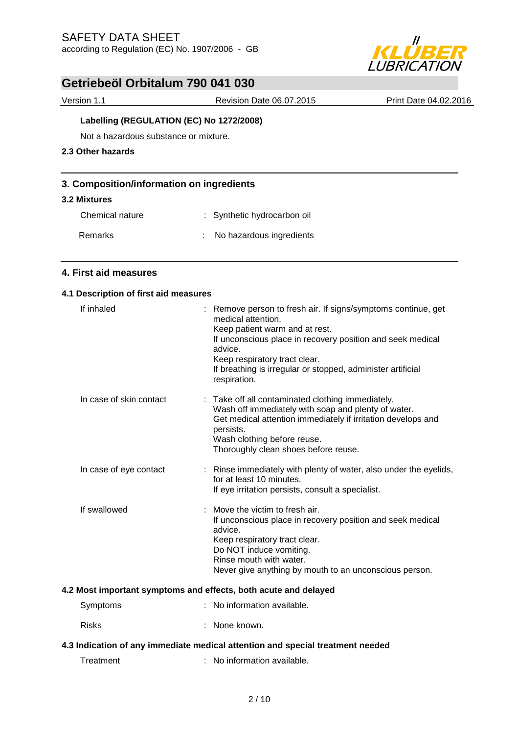**Labelling (REGULATION (EC) No 1272/2008)**

Not a hazardous substance or mixture.

**2.3 Other hazards**

## 3. Composition/information on ingredients

### 3.2 Mixtures

| | |
|---|---|
| Chemical nature | : Synthetic hydrocarbon oil |
| Remarks | : No hazardous ingredients |

## 4. First aid measures

### 4.1 Description of first aid measures

| | |
|---|---|
| If inhaled | : Remove person to fresh air. If signs/symptoms continue, get medical attention.<br>Keep patient warm and at rest.<br>If unconscious place in recovery position and seek medical advice.<br>Keep respiratory tract clear.<br>If breathing is irregular or stopped, administer artificial respiration. |
| In case of skin contact | : Take off all contaminated clothing immediately.<br>Wash off immediately with soap and plenty of water.<br>Get medical attention immediately if irritation develops and persists.<br>Wash clothing before reuse.<br>Thoroughly clean shoes before reuse. |
| In case of eye contact | : Rinse immediately with plenty of water, also under the eyelids, for at least 10 minutes.<br>If eye irritation persists, consult a specialist. |
| If swallowed | : Move the victim to fresh air.<br>If unconscious place in recovery position and seek medical advice.<br>Keep respiratory tract clear.<br>Do NOT induce vomiting.<br>Rinse mouth with water.<br>Never give anything by mouth to an unconscious person. |

### 4.2 Most important symptoms and effects, both acute and delayed

| | |
|---|---|
| Symptoms | : No information available. |
| Risks | : None known. |

### 4.3 Indication of any immediate medical attention and special treatment needed

| | |
|---|---|
| Treatment | : No information available. |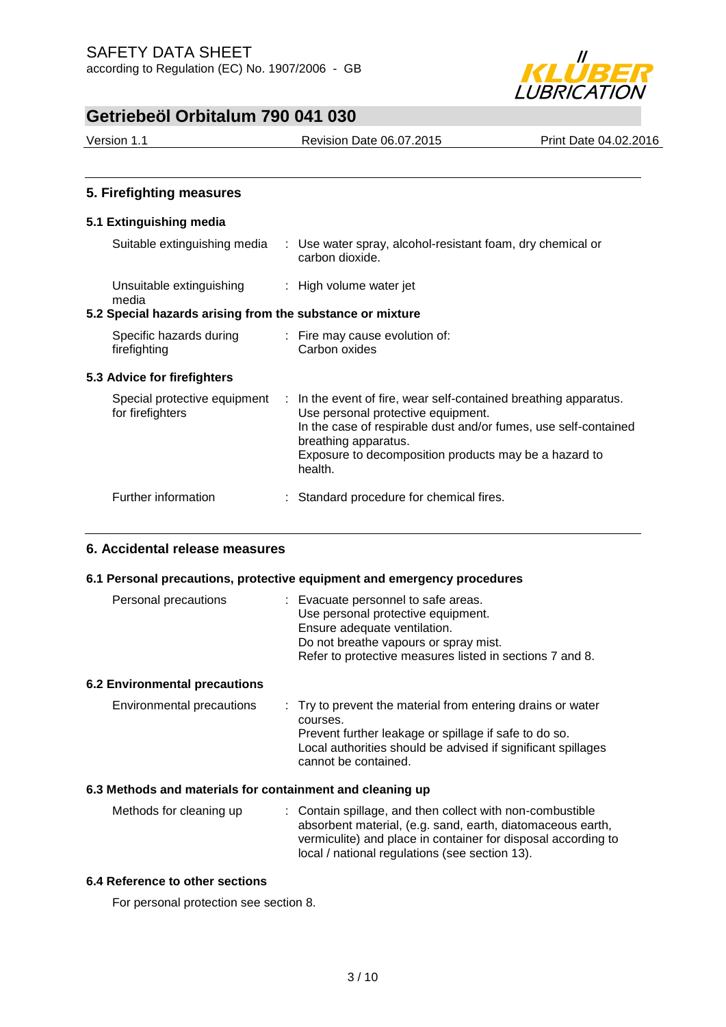## 5. Firefighting measures

### 5.1 Extinguishing media

| | |
|---|---|
| Suitable extinguishing media | : Use water spray, alcohol-resistant foam, dry chemical or carbon dioxide. |
| Unsuitable extinguishing media | : High volume water jet |

### 5.2 Special hazards arising from the substance or mixture

| | |
|---|---|
| Specific hazards during firefighting | : Fire may cause evolution of:<br>Carbon oxides |

### 5.3 Advice for firefighters

| | |
|---|---|
| Special protective equipment for firefighters | : In the event of fire, wear self-contained breathing apparatus.<br>Use personal protective equipment.<br>In the case of respirable dust and/or fumes, use self-contained breathing apparatus.<br>Exposure to decomposition products may be a hazard to health. |
| Further information | : Standard procedure for chemical fires. |

## 6. Accidental release measures

### 6.1 Personal precautions, protective equipment and emergency procedures

| | |
|---|---|
| Personal precautions | : Evacuate personnel to safe areas.<br>Use personal protective equipment.<br>Ensure adequate ventilation.<br>Do not breathe vapours or spray mist.<br>Refer to protective measures listed in sections 7 and 8. |

### 6.2 Environmental precautions

| | |
|---|---|
| Environmental precautions | : Try to prevent the material from entering drains or water courses.<br>Prevent further leakage or spillage if safe to do so.<br>Local authorities should be advised if significant spillages cannot be contained. |

### 6.3 Methods and materials for containment and cleaning up

| | |
|---|---|
| Methods for cleaning up | : Contain spillage, and then collect with non-combustible absorbent material, (e.g. sand, earth, diatomaceous earth, vermiculite) and place in container for disposal according to local / national regulations (see section 13). |

### 6.4 Reference to other sections

For personal protection see section 8.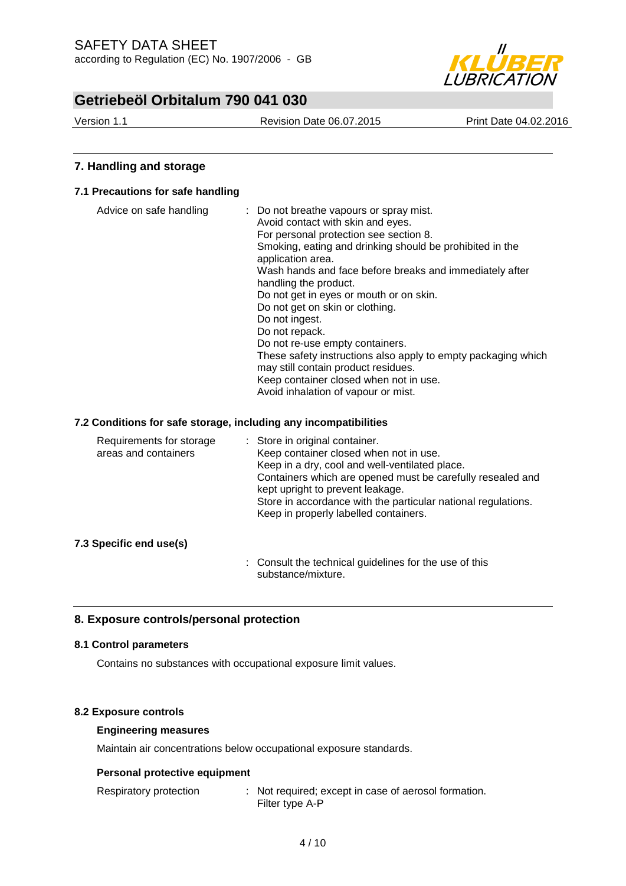## 7. Handling and storage

### 7.1 Precautions for safe handling

| | |
|---|---|
| Advice on safe handling | Do not breathe vapours or spray mist.<br>Avoid contact with skin and eyes.<br>For personal protection see section 8.<br>Smoking, eating and drinking should be prohibited in the application area.<br>Wash hands and face before breaks and immediately after handling the product.<br>Do not get in eyes or mouth or on skin.<br>Do not get on skin or clothing.<br>Do not ingest.<br>Do not repack.<br>Do not re-use empty containers.<br>These safety instructions also apply to empty packaging which may still contain product residues.<br>Keep container closed when not in use.<br>Avoid inhalation of vapour or mist. |

### 7.2 Conditions for safe storage, including any incompatibilities

| | |
|---|---|
| Requirements for storage areas and containers | Store in original container.<br>Keep container closed when not in use.<br>Keep in a dry, cool and well-ventilated place.<br>Containers which are opened must be carefully resealed and kept upright to prevent leakage.<br>Store in accordance with the particular national regulations.<br>Keep in properly labelled containers. |

### 7.3 Specific end use(s)

: Consult the technical guidelines for the use of this substance/mixture.

## 8. Exposure controls/personal protection

### 8.1 Control parameters

Contains no substances with occupational exposure limit values.

### 8.2 Exposure controls

**Engineering measures**

Maintain air concentrations below occupational exposure standards.

**Personal protective equipment**

| | |
|---|---|
| Respiratory protection | Not required; except in case of aerosol formation.<br>Filter type A-P |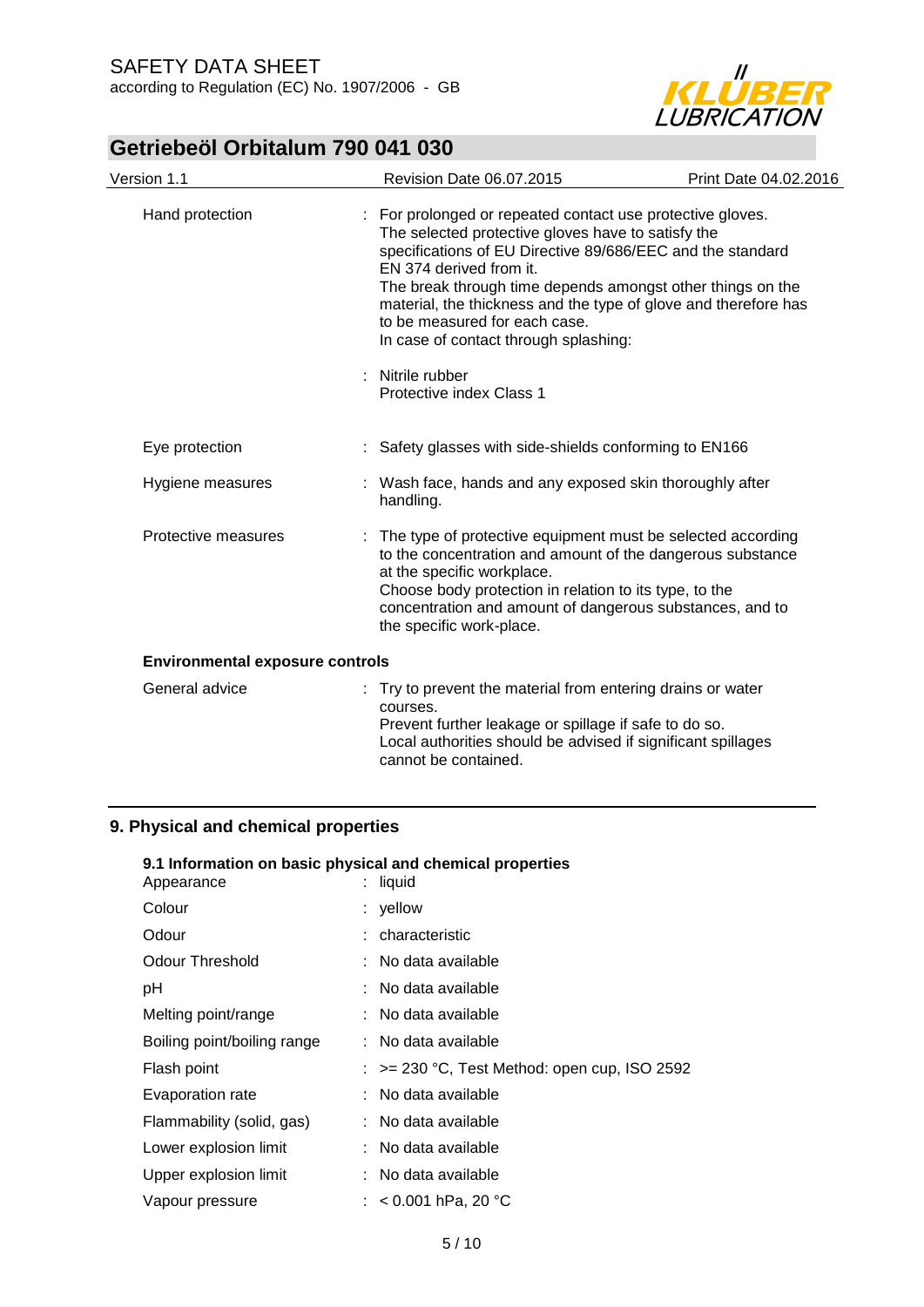| | | |
|---|---|---|
| Hand protection | : | For prolonged or repeated contact use protective gloves.<br>The selected protective gloves have to satisfy the specifications of EU Directive 89/686/EEC and the standard EN 374 derived from it.<br>The break through time depends amongst other things on the material, the thickness and the type of glove and therefore has to be measured for each case.<br>In case of contact through splashing: |
| | : | Nitrile rubber<br>Protective index Class 1 |
| Eye protection | : | Safety glasses with side-shields conforming to EN166 |
| Hygiene measures | : | Wash face, hands and any exposed skin thoroughly after handling. |
| Protective measures | : | The type of protective equipment must be selected according to the concentration and amount of the dangerous substance at the specific workplace.<br>Choose body protection in relation to its type, to the concentration and amount of dangerous substances, and to the specific work-place. |

**Environmental exposure controls**

| | | |
|---|---|---|
| General advice | : | Try to prevent the material from entering drains or water courses.<br>Prevent further leakage or spillage if safe to do so.<br>Local authorities should be advised if significant spillages cannot be contained. |

## 9. Physical and chemical properties

**9.1 Information on basic physical and chemical properties**

| | | |
|---|---|---|
| Appearance | : | liquid |
| Colour | : | yellow |
| Odour | : | characteristic |
| Odour Threshold | : | No data available |
| pH | : | No data available |
| Melting point/range | : | No data available |
| Boiling point/boiling range | : | No data available |
| Flash point | : | >= 230 °C, Test Method: open cup, ISO 2592 |
| Evaporation rate | : | No data available |
| Flammability (solid, gas) | : | No data available |
| Lower explosion limit | : | No data available |
| Upper explosion limit | : | No data available |
| Vapour pressure | : | < 0.001 hPa, 20 °C |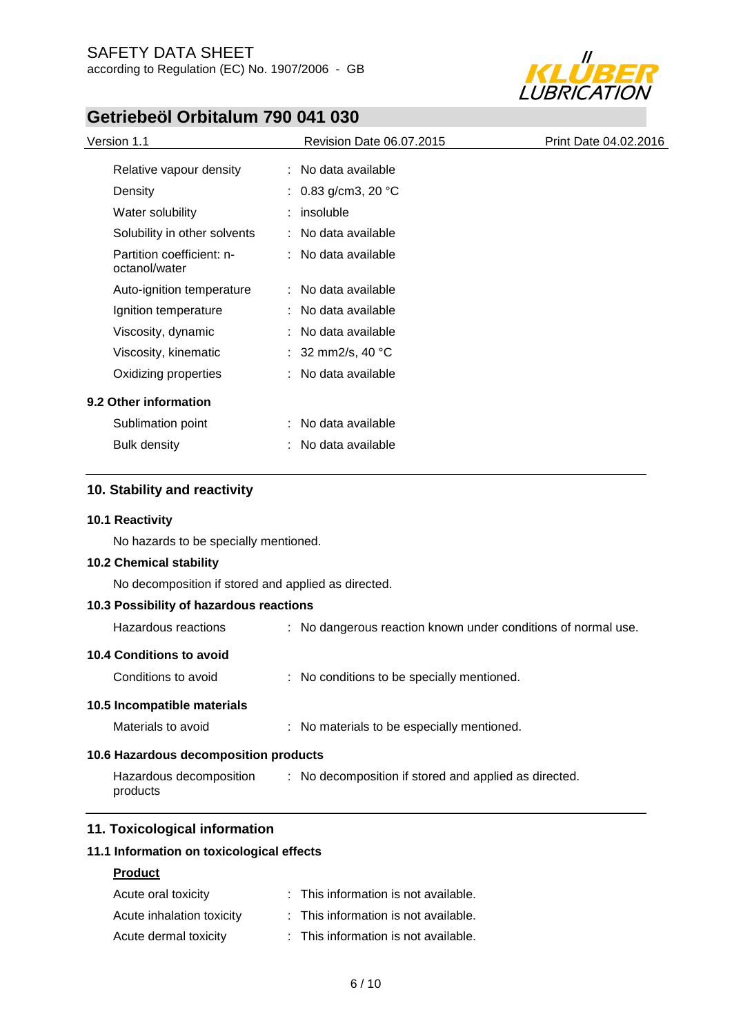| | |
|---|---|
| Relative vapour density | : No data available |
| Density | : 0.83 g/cm3, 20 °C |
| Water solubility | : insoluble |
| Solubility in other solvents | : No data available |
| Partition coefficient: n-octanol/water | : No data available |
| Auto-ignition temperature | : No data available |
| Ignition temperature | : No data available |
| Viscosity, dynamic | : No data available |
| Viscosity, kinematic | : 32 mm2/s, 40 °C |
| Oxidizing properties | : No data available |

### 9.2 Other information

| | |
|---|---|
| Sublimation point | : No data available |
| Bulk density | : No data available |

## 10. Stability and reactivity

### 10.1 Reactivity

No hazards to be specially mentioned.

### 10.2 Chemical stability

No decomposition if stored and applied as directed.

### 10.3 Possibility of hazardous reactions

| | |
|---|---|
| Hazardous reactions | : No dangerous reaction known under conditions of normal use. |

### 10.4 Conditions to avoid

| | |
|---|---|
| Conditions to avoid | : No conditions to be specially mentioned. |

### 10.5 Incompatible materials

| | |
|---|---|
| Materials to avoid | : No materials to be especially mentioned. |

### 10.6 Hazardous decomposition products

| | |
|---|---|
| Hazardous decomposition products | : No decomposition if stored and applied as directed. |

## 11. Toxicological information

### 11.1 Information on toxicological effects

**Product**

| | |
|---|---|
| Acute oral toxicity | : This information is not available. |
| Acute inhalation toxicity | : This information is not available. |
| Acute dermal toxicity | : This information is not available. |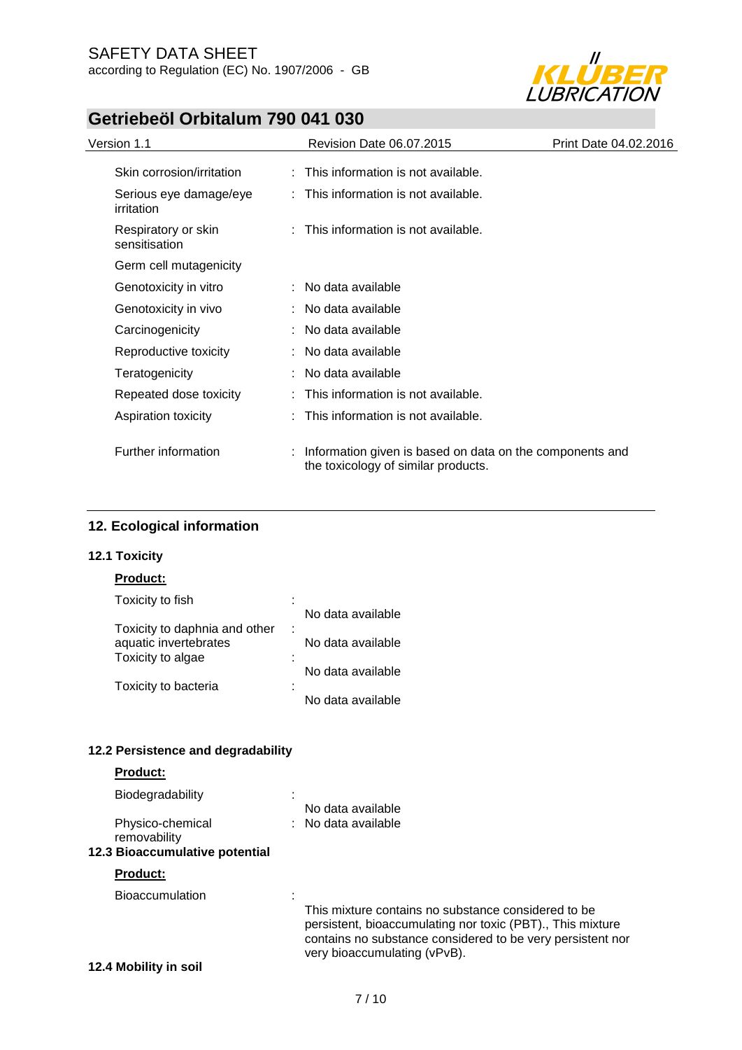| | | |
|---|---|---|
| Skin corrosion/irritation | : | This information is not available. |
| Serious eye damage/eye irritation | : | This information is not available. |
| Respiratory or skin sensitisation | : | This information is not available. |
| Germ cell mutagenicity | | |
| Genotoxicity in vitro | : | No data available |
| Genotoxicity in vivo | : | No data available |
| Carcinogenicity | : | No data available |
| Reproductive toxicity | : | No data available |
| Teratogenicity | : | No data available |
| Repeated dose toxicity | : | This information is not available. |
| Aspiration toxicity | : | This information is not available. |
| Further information | : | Information given is based on data on the components and the toxicology of similar products. |

## 12. Ecological information

### 12.1 Toxicity

**Product:**

| | | |
|---|---|---|
| Toxicity to fish | : | No data available |
| Toxicity to daphnia and other aquatic invertebrates | : | No data available |
| Toxicity to algae | : | No data available |
| Toxicity to bacteria | : | No data available |

### 12.2 Persistence and degradability

**Product:**

| | | |
|---|---|---|
| Biodegradability | : | No data available |
| Physico-chemical removability | : | No data available |

### 12.3 Bioaccumulative potential

**Product:**

| | | |
|---|---|---|
| Bioaccumulation | : | This mixture contains no substance considered to be persistent, bioaccumulating nor toxic (PBT)., This mixture contains no substance considered to be very persistent nor very bioaccumulating (vPvB). |

### 12.4 Mobility in soil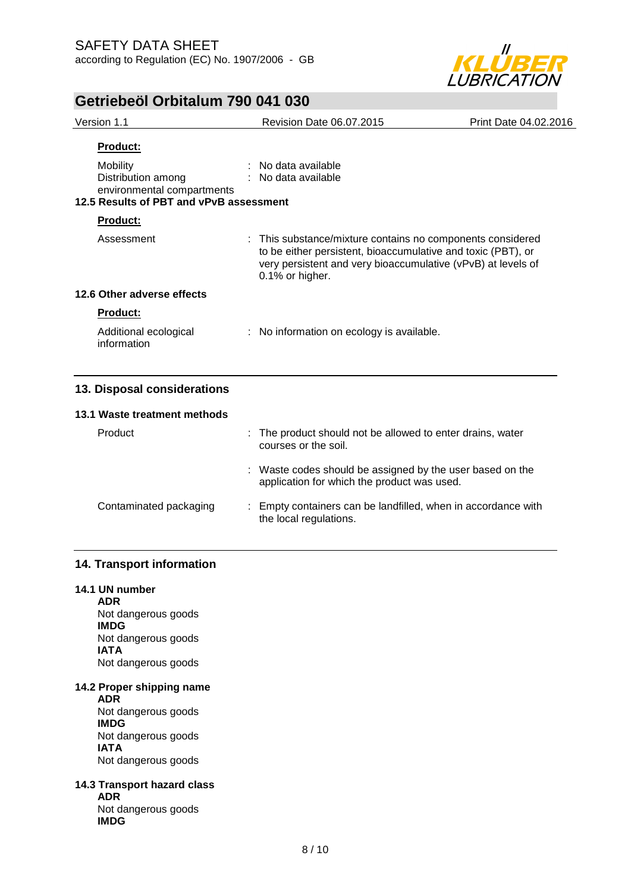**Product:**

| | |
|---|---|
| Mobility | : No data available |
| Distribution among environmental compartments | : No data available |

### 12.5 Results of PBT and vPvB assessment

**Product:**

| | |
|---|---|
| Assessment | : This substance/mixture contains no components considered to be either persistent, bioaccumulative and toxic (PBT), or very persistent and very bioaccumulative (vPvB) at levels of 0.1% or higher. |

### 12.6 Other adverse effects

**Product:**

| | |
|---|---|
| Additional ecological information | : No information on ecology is available. |

## 13. Disposal considerations

### 13.1 Waste treatment methods

| | |
|---|---|
| Product | : The product should not be allowed to enter drains, water courses or the soil. |
| | : Waste codes should be assigned by the user based on the application for which the product was used. |
| Contaminated packaging | : Empty containers can be landfilled, when in accordance with the local regulations. |

## 14. Transport information

### 14.1 UN number

**ADR**
Not dangerous goods
**IMDG**
Not dangerous goods
**IATA**
Not dangerous goods

### 14.2 Proper shipping name

**ADR**
Not dangerous goods
**IMDG**
Not dangerous goods
**IATA**
Not dangerous goods

### 14.3 Transport hazard class

**ADR**
Not dangerous goods
**IMDG**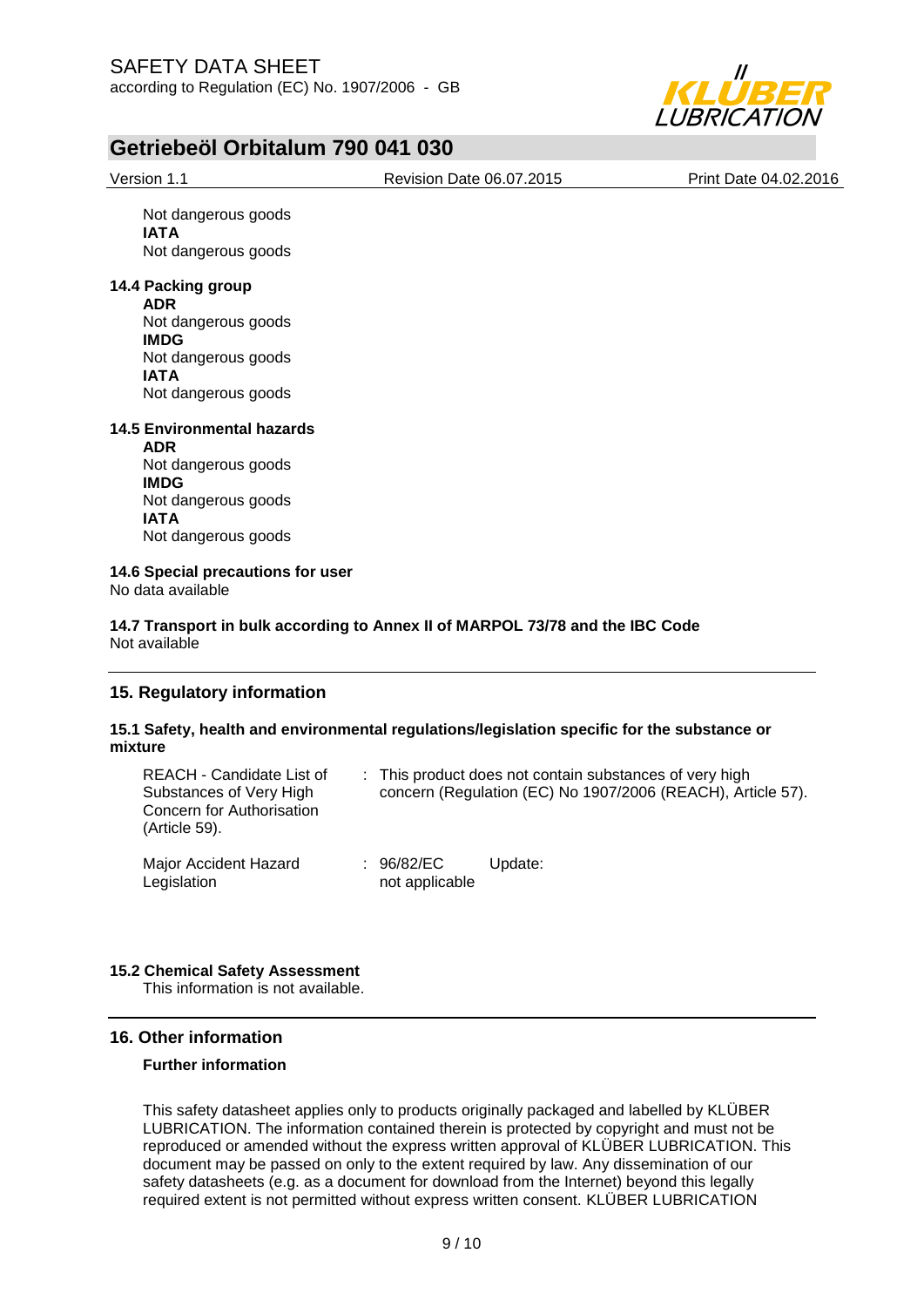Not dangerous goods

**IATA**

Not dangerous goods

### 14.4 Packing group

**ADR**

Not dangerous goods

**IMDG**

Not dangerous goods

**IATA**

Not dangerous goods

### 14.5 Environmental hazards

**ADR**

Not dangerous goods

**IMDG**

Not dangerous goods

**IATA**

Not dangerous goods

### 14.6 Special precautions for user

No data available

### 14.7 Transport in bulk according to Annex II of MARPOL 73/78 and the IBC Code

Not available

## 15. Regulatory information

### 15.1 Safety, health and environmental regulations/legislation specific for the substance or mixture

| | |
|---|---|
| REACH - Candidate List of Substances of Very High Concern for Authorisation (Article 59). | : This product does not contain substances of very high concern (Regulation (EC) No 1907/2006 (REACH), Article 57). |
| Major Accident Hazard Legislation | : 96/82/EC Update: not applicable |

### 15.2 Chemical Safety Assessment

This information is not available.

## 16. Other information

**Further information**

This safety datasheet applies only to products originally packaged and labelled by KLÜBER LUBRICATION. The information contained therein is protected by copyright and must not be reproduced or amended without the express written approval of KLÜBER LUBRICATION. This document may be passed on only to the extent required by law. Any dissemination of our safety datasheets (e.g. as a document for download from the Internet) beyond this legally required extent is not permitted without express written consent. KLÜBER LUBRICATION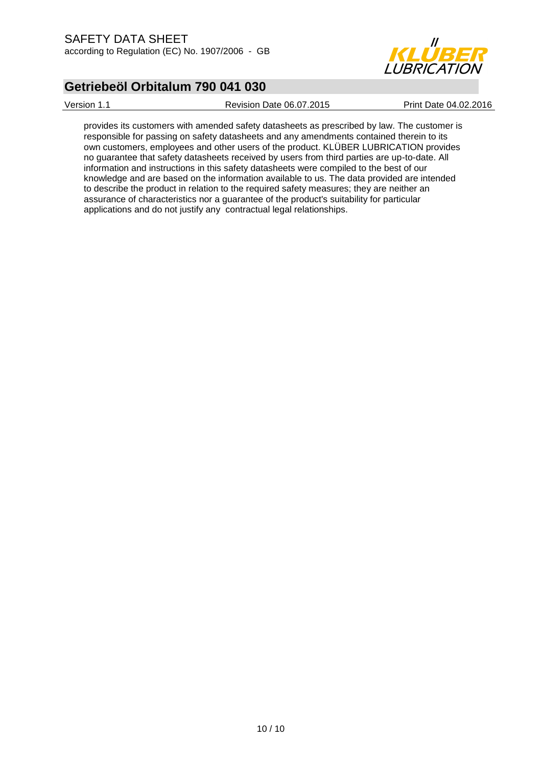provides its customers with amended safety datasheets as prescribed by law. The customer is responsible for passing on safety datasheets and any amendments contained therein to its own customers, employees and other users of the product. KLÜBER LUBRICATION provides no guarantee that safety datasheets received by users from third parties are up-to-date. All information and instructions in this safety datasheets were compiled to the best of our knowledge and are based on the information available to us. The data provided are intended to describe the product in relation to the required safety measures; they are neither an assurance of characteristics nor a guarantee of the product's suitability for particular applications and do not justify any contractual legal relationships.